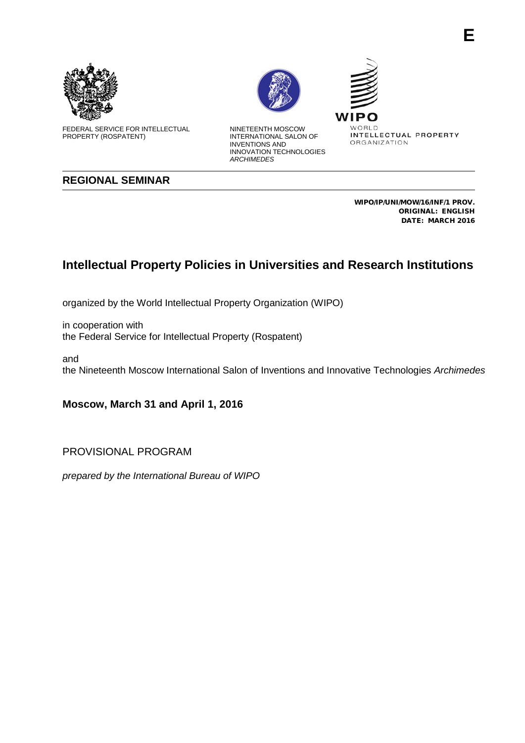E

FEDERAL SERVICE FOR INTELLECTUAL PROPERTY (ROSPATENT)

NINETEENTH MOSCOW INTERNATIONAL SALON OF INVENTIONS AND INNOVATION TECHNOLOGIES *ARCHIMEDES*

WIPO
WORLD
INTELLECTUAL PROPERTY
ORGANIZATION

## REGIONAL SEMINAR

**WIPO/IP/UNI/MOW/16/INF/1 PROV.**
**ORIGINAL: ENGLISH**
**DATE: MARCH 2016**

# Intellectual Property Policies in Universities and Research Institutions

organized by the World Intellectual Property Organization (WIPO)

in cooperation with
the Federal Service for Intellectual Property (Rospatent)

and
the Nineteenth Moscow International Salon of Inventions and Innovative Technologies *Archimedes*

**Moscow, March 31 and April 1, 2016**

PROVISIONAL PROGRAM

*prepared by the International Bureau of WIPO*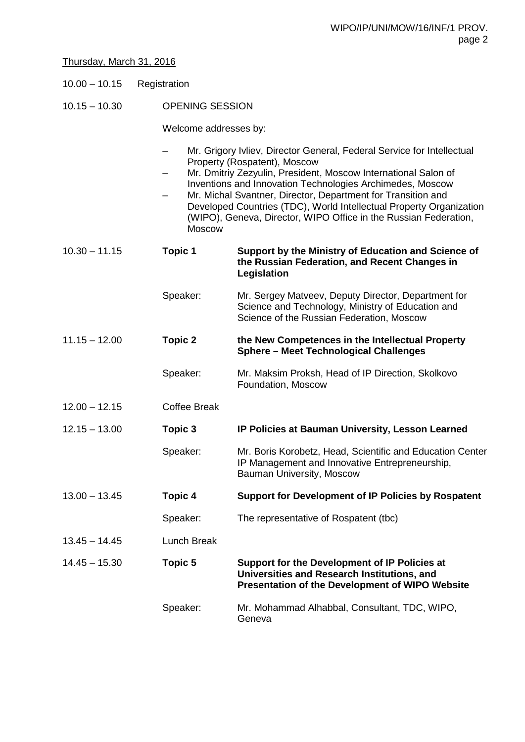Thursday, March 31, 2016

10.00 – 10.15 Registration

10.15 – 10.30 OPENING SESSION

Welcome addresses by:

- Mr. Grigory Ivliev, Director General, Federal Service for Intellectual Property (Rospatent), Moscow
- Mr. Dmitriy Zezyulin, President, Moscow International Salon of Inventions and Innovation Technologies Archimedes, Moscow
- Mr. Michal Svantner, Director, Department for Transition and Developed Countries (TDC), World Intellectual Property Organization (WIPO), Geneva, Director, WIPO Office in the Russian Federation, Moscow

10.30 – 11.15 **Topic 1** **Support by the Ministry of Education and Science of the Russian Federation, and Recent Changes in Legislation**

Speaker: Mr. Sergey Matveev, Deputy Director, Department for Science and Technology, Ministry of Education and Science of the Russian Federation, Moscow

11.15 – 12.00 **Topic 2** **the New Competences in the Intellectual Property Sphere – Meet Technological Challenges**

Speaker: Mr. Maksim Proksh, Head of IP Direction, Skolkovo Foundation, Moscow

12.00 – 12.15 Coffee Break

12.15 – 13.00 **Topic 3** **IP Policies at Bauman University, Lesson Learned**

Speaker: Mr. Boris Korobetz, Head, Scientific and Education Center IP Management and Innovative Entrepreneurship, Bauman University, Moscow

13.00 – 13.45 **Topic 4** **Support for Development of IP Policies by Rospatent**

Speaker: The representative of Rospatent (tbc)

13.45 – 14.45 Lunch Break

14.45 – 15.30 **Topic 5** **Support for the Development of IP Policies at Universities and Research Institutions, and Presentation of the Development of WIPO Website**

Speaker: Mr. Mohammad Alhabbal, Consultant, TDC, WIPO, Geneva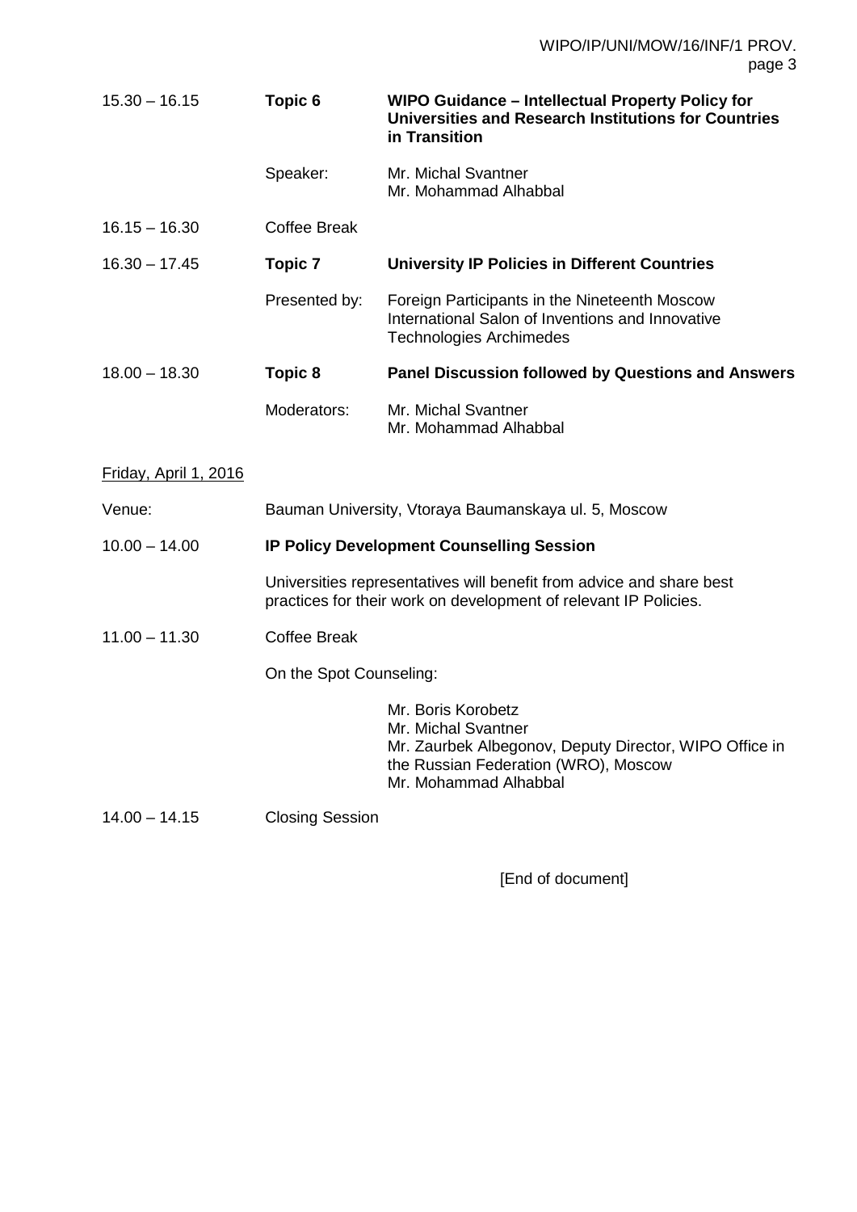| | | |
|---|---|---|
| 15.30 – 16.15 | **Topic 6** | **WIPO Guidance – Intellectual Property Policy for Universities and Research Institutions for Countries in Transition** |
| | Speaker: | Mr. Michal Svantner<br>Mr. Mohammad Alhabbal |
| 16.15 – 16.30 | Coffee Break | |
| 16.30 – 17.45 | **Topic 7** | **University IP Policies in Different Countries** |
| | Presented by: | Foreign Participants in the Nineteenth Moscow International Salon of Inventions and Innovative Technologies Archimedes |
| 18.00 – 18.30 | **Topic 8** | **Panel Discussion followed by Questions and Answers** |
| | Moderators: | Mr. Michal Svantner<br>Mr. Mohammad Alhabbal |

Friday, April 1, 2016

Venue: Bauman University, Vtoraya Baumanskaya ul. 5, Moscow

10.00 – 14.00 **IP Policy Development Counselling Session**

Universities representatives will benefit from advice and share best practices for their work on development of relevant IP Policies.

11.00 – 11.30 Coffee Break

On the Spot Counseling:

Mr. Boris Korobetz
Mr. Michal Svantner
Mr. Zaurbek Albegonov, Deputy Director, WIPO Office in the Russian Federation (WRO), Moscow
Mr. Mohammad Alhabbal

14.00 – 14.15 Closing Session

[End of document]